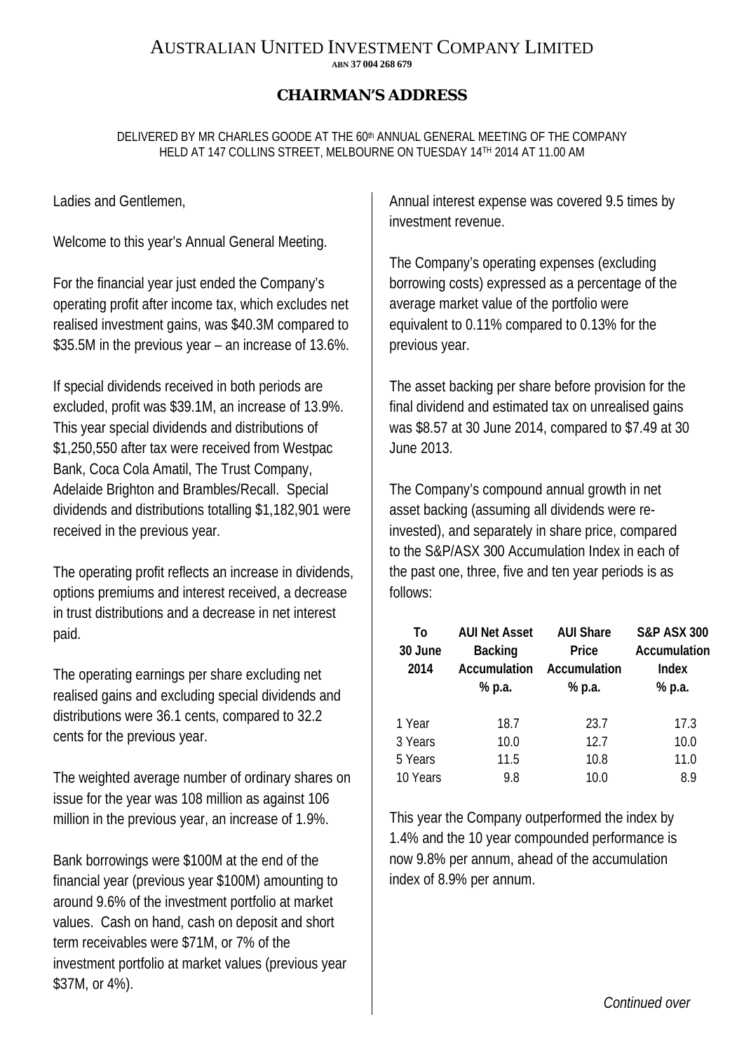# AUSTRALIAN UNITED INVESTMENT COMPANY LIMITED

ABN 37 004 268 679

## CHAIRMAN'S ADDRESS

DELIVERED BY MR CHARLES GOODE AT THE 60th ANNUAL GENERAL MEETING OF THE COMPANY HELD AT 147 COLLINS STREET, MELBOURNE ON TUESDAY 14TH 2014 AT 11.00 AM

Ladies and Gentlemen,

Welcome to this year's Annual General Meeting.

For the financial year just ended the Company's operating profit after income tax, which excludes net realised investment gains, was $40.3M compared to $35.5M in the previous year – an increase of 13.6%.

If special dividends received in both periods are excluded, profit was $39.1M, an increase of 13.9%. This year special dividends and distributions of $1,250,550 after tax were received from Westpac Bank, Coca Cola Amatil, The Trust Company, Adelaide Brighton and Brambles/Recall. Special dividends and distributions totalling $1,182,901 were received in the previous year.

The operating profit reflects an increase in dividends, options premiums and interest received, a decrease in trust distributions and a decrease in net interest paid.

The operating earnings per share excluding net realised gains and excluding special dividends and distributions were 36.1 cents, compared to 32.2 cents for the previous year.

The weighted average number of ordinary shares on issue for the year was 108 million as against 106 million in the previous year, an increase of 1.9%.

Bank borrowings were $100M at the end of the financial year (previous year $100M) amounting to around 9.6% of the investment portfolio at market values. Cash on hand, cash on deposit and short term receivables were $71M, or 7% of the investment portfolio at market values (previous year $37M, or 4%).

Annual interest expense was covered 9.5 times by investment revenue.

The Company's operating expenses (excluding borrowing costs) expressed as a percentage of the average market value of the portfolio were equivalent to 0.11% compared to 0.13% for the previous year.

The asset backing per share before provision for the final dividend and estimated tax on unrealised gains was $8.57 at 30 June 2014, compared to $7.49 at 30 June 2013.

The Company's compound annual growth in net asset backing (assuming all dividends were re-invested), and separately in share price, compared to the S&P/ASX 300 Accumulation Index in each of the past one, three, five and ten year periods is as follows:

| To 30 June 2014 | AUI Net Asset Backing Accumulation % p.a. | AUI Share Price Accumulation % p.a. | S&P ASX 300 Accumulation Index % p.a. |
|---|---|---|---|
| 1 Year | 18.7 | 23.7 | 17.3 |
| 3 Years | 10.0 | 12.7 | 10.0 |
| 5 Years | 11.5 | 10.8 | 11.0 |
| 10 Years | 9.8 | 10.0 | 8.9 |

This year the Company outperformed the index by 1.4% and the 10 year compounded performance is now 9.8% per annum, ahead of the accumulation index of 8.9% per annum.

*Continued over*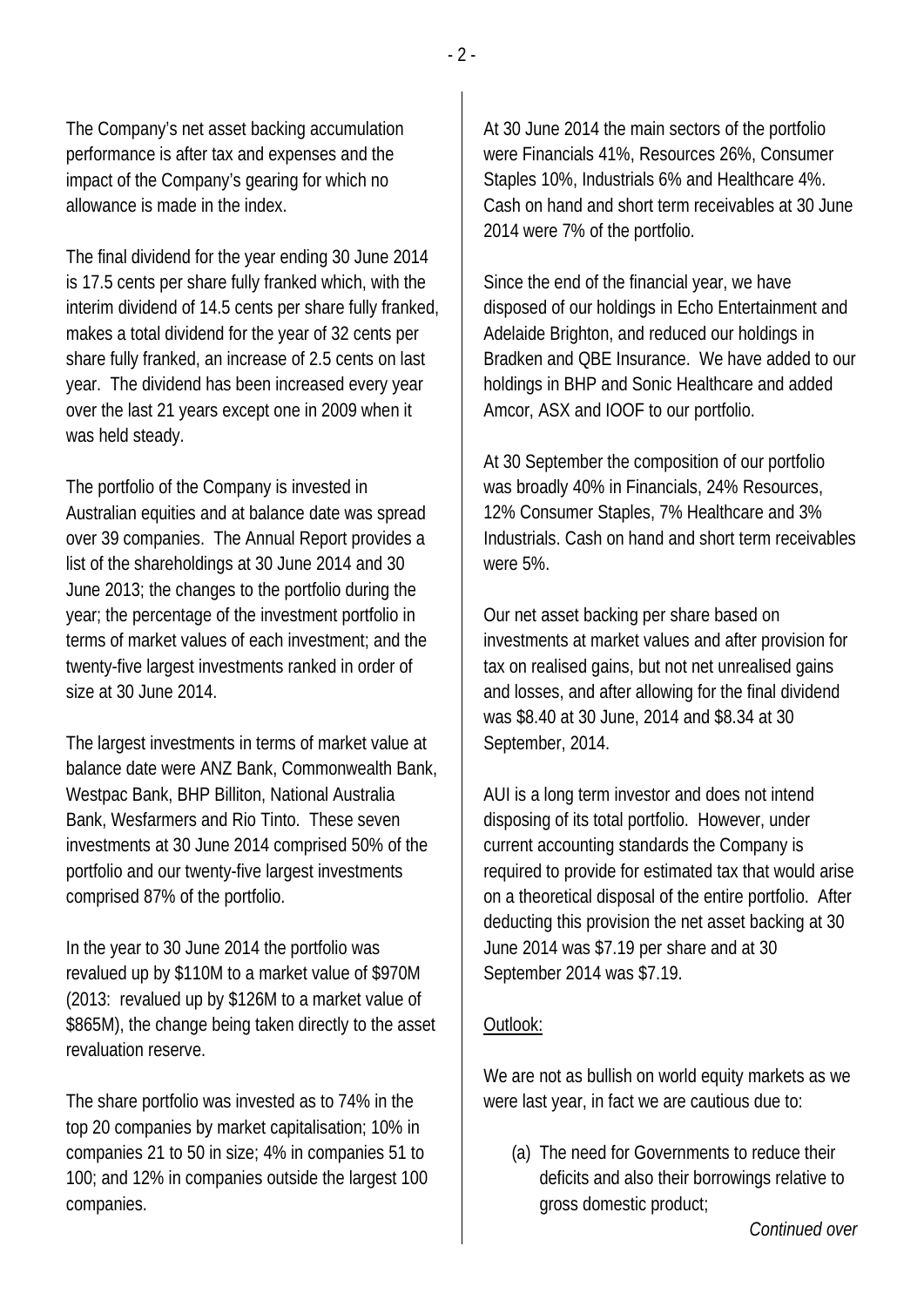The Company's net asset backing accumulation performance is after tax and expenses and the impact of the Company's gearing for which no allowance is made in the index.

The final dividend for the year ending 30 June 2014 is 17.5 cents per share fully franked which, with the interim dividend of 14.5 cents per share fully franked, makes a total dividend for the year of 32 cents per share fully franked, an increase of 2.5 cents on last year. The dividend has been increased every year over the last 21 years except one in 2009 when it was held steady.

The portfolio of the Company is invested in Australian equities and at balance date was spread over 39 companies. The Annual Report provides a list of the shareholdings at 30 June 2014 and 30 June 2013; the changes to the portfolio during the year; the percentage of the investment portfolio in terms of market values of each investment; and the twenty-five largest investments ranked in order of size at 30 June 2014.

The largest investments in terms of market value at balance date were ANZ Bank, Commonwealth Bank, Westpac Bank, BHP Billiton, National Australia Bank, Wesfarmers and Rio Tinto. These seven investments at 30 June 2014 comprised 50% of the portfolio and our twenty-five largest investments comprised 87% of the portfolio.

In the year to 30 June 2014 the portfolio was revalued up by $110M to a market value of $970M (2013: revalued up by $126M to a market value of $865M), the change being taken directly to the asset revaluation reserve.

The share portfolio was invested as to 74% in the top 20 companies by market capitalisation; 10% in companies 21 to 50 in size; 4% in companies 51 to 100; and 12% in companies outside the largest 100 companies.

At 30 June 2014 the main sectors of the portfolio were Financials 41%, Resources 26%, Consumer Staples 10%, Industrials 6% and Healthcare 4%. Cash on hand and short term receivables at 30 June 2014 were 7% of the portfolio.

Since the end of the financial year, we have disposed of our holdings in Echo Entertainment and Adelaide Brighton, and reduced our holdings in Bradken and QBE Insurance. We have added to our holdings in BHP and Sonic Healthcare and added Amcor, ASX and IOOF to our portfolio.

At 30 September the composition of our portfolio was broadly 40% in Financials, 24% Resources, 12% Consumer Staples, 7% Healthcare and 3% Industrials. Cash on hand and short term receivables were 5%.

Our net asset backing per share based on investments at market values and after provision for tax on realised gains, but not net unrealised gains and losses, and after allowing for the final dividend was $8.40 at 30 June, 2014 and $8.34 at 30 September, 2014.

AUI is a long term investor and does not intend disposing of its total portfolio. However, under current accounting standards the Company is required to provide for estimated tax that would arise on a theoretical disposal of the entire portfolio. After deducting this provision the net asset backing at 30 June 2014 was $7.19 per share and at 30 September 2014 was $7.19.

Outlook:

We are not as bullish on world equity markets as we were last year, in fact we are cautious due to:

(a) The need for Governments to reduce their deficits and also their borrowings relative to gross domestic product;

*Continued over*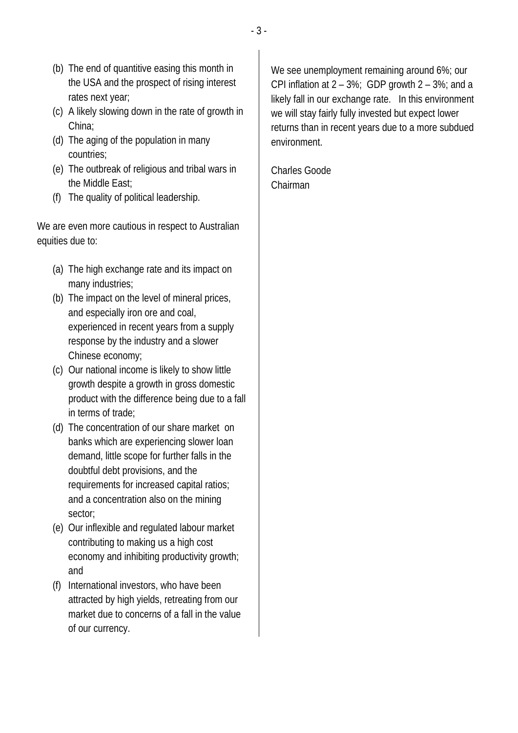(b) The end of quantitive easing this month in the USA and the prospect of rising interest rates next year;
(c) A likely slowing down in the rate of growth in China;
(d) The aging of the population in many countries;
(e) The outbreak of religious and tribal wars in the Middle East;
(f) The quality of political leadership.

We are even more cautious in respect to Australian equities due to:

(a) The high exchange rate and its impact on many industries;
(b) The impact on the level of mineral prices, and especially iron ore and coal, experienced in recent years from a supply response by the industry and a slower Chinese economy;
(c) Our national income is likely to show little growth despite a growth in gross domestic product with the difference being due to a fall in terms of trade;
(d) The concentration of our share market on banks which are experiencing slower loan demand, little scope for further falls in the doubtful debt provisions, and the requirements for increased capital ratios; and a concentration also on the mining sector;
(e) Our inflexible and regulated labour market contributing to making us a high cost economy and inhibiting productivity growth; and
(f) International investors, who have been attracted by high yields, retreating from our market due to concerns of a fall in the value of our currency.

We see unemployment remaining around 6%; our CPI inflation at 2 – 3%; GDP growth 2 – 3%; and a likely fall in our exchange rate. In this environment we will stay fairly fully invested but expect lower returns than in recent years due to a more subdued environment.

Charles Goode
Chairman